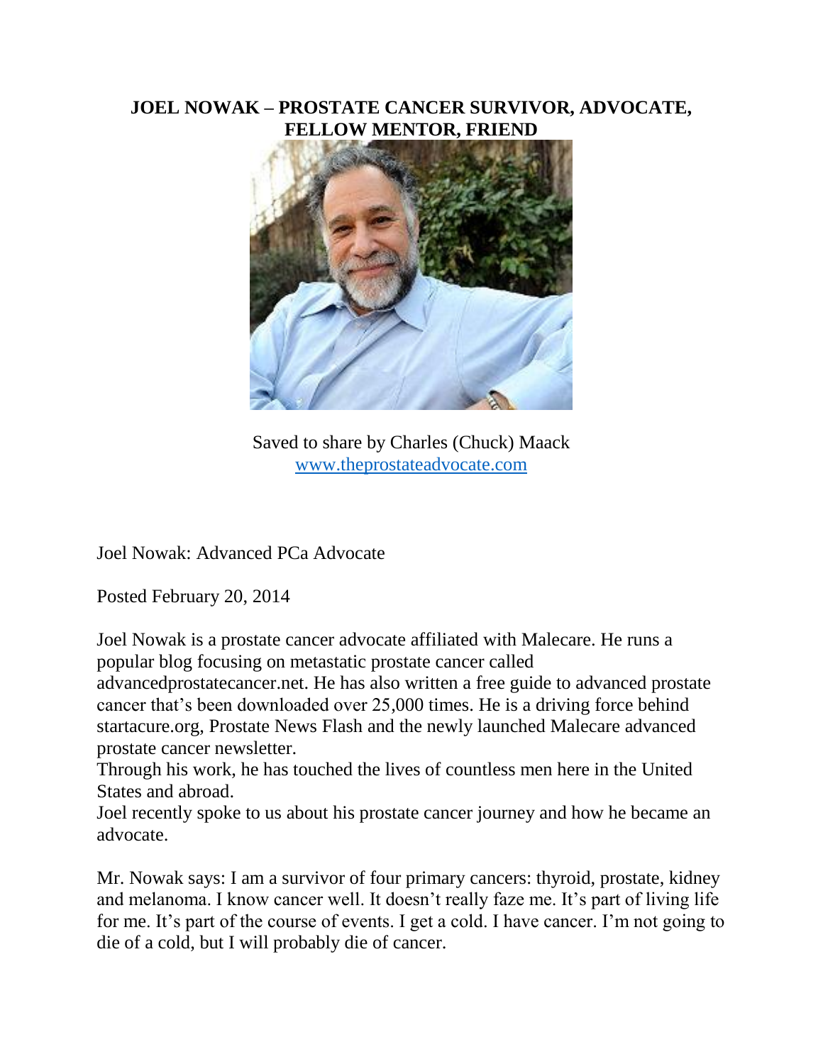# JOEL NOWAK – PROSTATE CANCER SURVIVOR, ADVOCATE, FELLOW MENTOR, FRIEND

Saved to share by Charles (Chuck) Maack
www.theprostateadvocate.com

Joel Nowak: Advanced PCa Advocate

Posted February 20, 2014

Joel Nowak is a prostate cancer advocate affiliated with Malecare. He runs a popular blog focusing on metastatic prostate cancer called advancedprostatecancer.net. He has also written a free guide to advanced prostate cancer that's been downloaded over 25,000 times. He is a driving force behind startacure.org, Prostate News Flash and the newly launched Malecare advanced prostate cancer newsletter.
Through his work, he has touched the lives of countless men here in the United States and abroad.
Joel recently spoke to us about his prostate cancer journey and how he became an advocate.

Mr. Nowak says: I am a survivor of four primary cancers: thyroid, prostate, kidney and melanoma. I know cancer well. It doesn't really faze me. It's part of living life for me. It's part of the course of events. I get a cold. I have cancer. I'm not going to die of a cold, but I will probably die of cancer.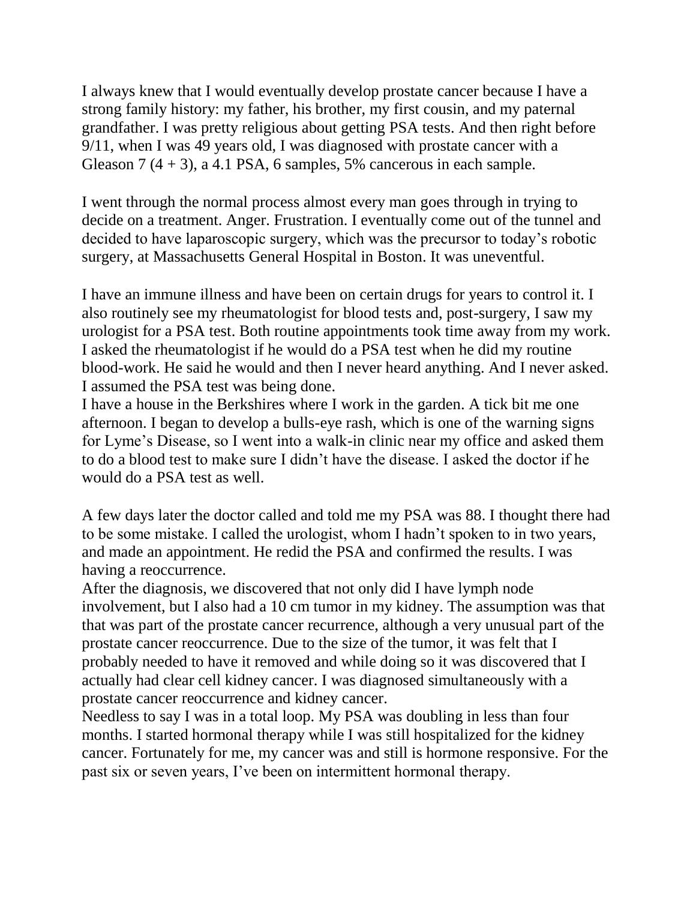I always knew that I would eventually develop prostate cancer because I have a strong family history: my father, his brother, my first cousin, and my paternal grandfather. I was pretty religious about getting PSA tests. And then right before 9/11, when I was 49 years old, I was diagnosed with prostate cancer with a Gleason 7 (4 + 3), a 4.1 PSA, 6 samples, 5% cancerous in each sample.

I went through the normal process almost every man goes through in trying to decide on a treatment. Anger. Frustration. I eventually come out of the tunnel and decided to have laparoscopic surgery, which was the precursor to today's robotic surgery, at Massachusetts General Hospital in Boston. It was uneventful.

I have an immune illness and have been on certain drugs for years to control it. I also routinely see my rheumatologist for blood tests and, post-surgery, I saw my urologist for a PSA test. Both routine appointments took time away from my work. I asked the rheumatologist if he would do a PSA test when he did my routine blood-work. He said he would and then I never heard anything. And I never asked. I assumed the PSA test was being done.

I have a house in the Berkshires where I work in the garden. A tick bit me one afternoon. I began to develop a bulls-eye rash, which is one of the warning signs for Lyme's Disease, so I went into a walk-in clinic near my office and asked them to do a blood test to make sure I didn't have the disease. I asked the doctor if he would do a PSA test as well.

A few days later the doctor called and told me my PSA was 88. I thought there had to be some mistake. I called the urologist, whom I hadn't spoken to in two years, and made an appointment. He redid the PSA and confirmed the results. I was having a reoccurrence.

After the diagnosis, we discovered that not only did I have lymph node involvement, but I also had a 10 cm tumor in my kidney. The assumption was that that was part of the prostate cancer recurrence, although a very unusual part of the prostate cancer reoccurrence. Due to the size of the tumor, it was felt that I probably needed to have it removed and while doing so it was discovered that I actually had clear cell kidney cancer. I was diagnosed simultaneously with a prostate cancer reoccurrence and kidney cancer.

Needless to say I was in a total loop. My PSA was doubling in less than four months. I started hormonal therapy while I was still hospitalized for the kidney cancer. Fortunately for me, my cancer was and still is hormone responsive. For the past six or seven years, I've been on intermittent hormonal therapy.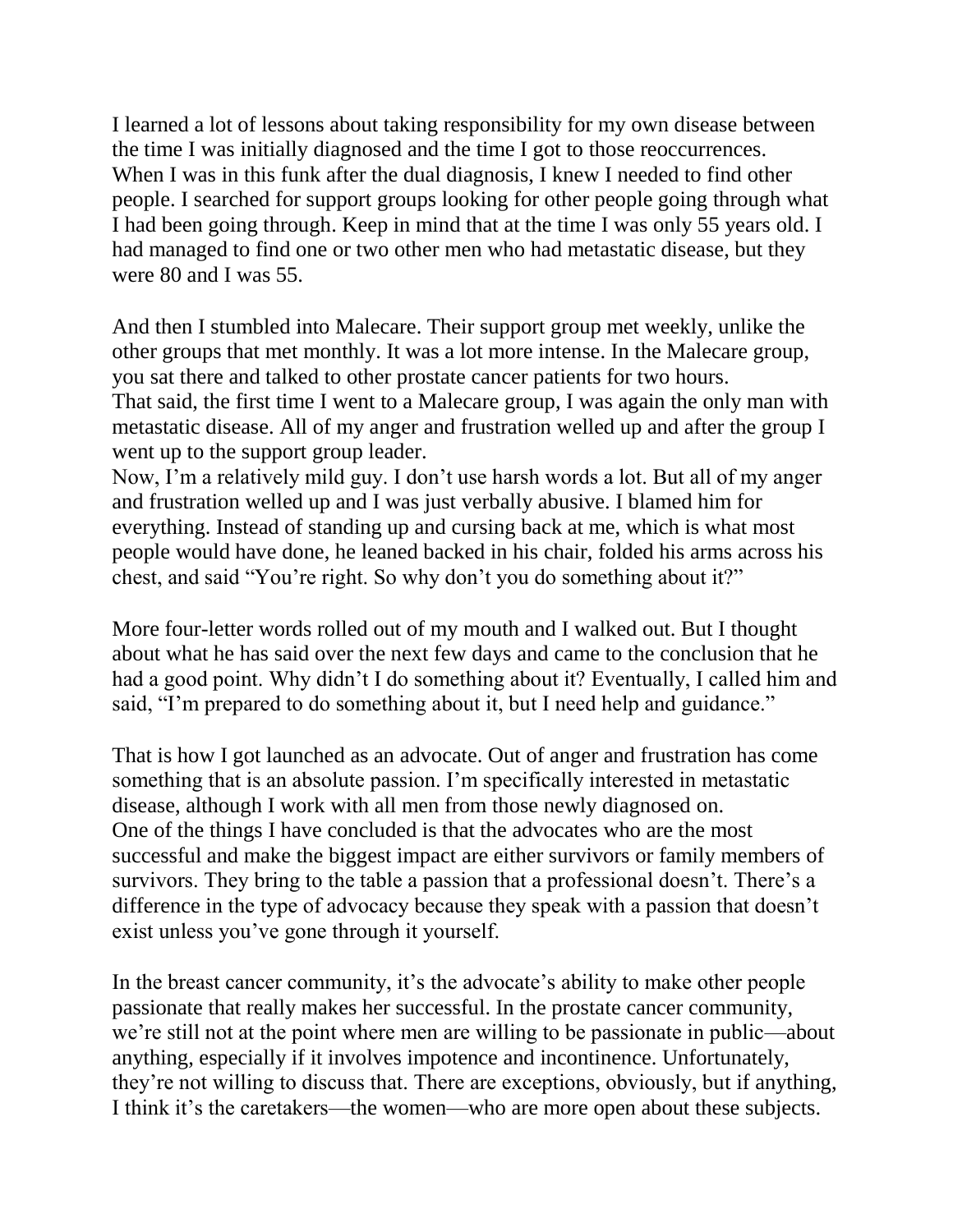I learned a lot of lessons about taking responsibility for my own disease between the time I was initially diagnosed and the time I got to those reoccurrences. When I was in this funk after the dual diagnosis, I knew I needed to find other people. I searched for support groups looking for other people going through what I had been going through. Keep in mind that at the time I was only 55 years old. I had managed to find one or two other men who had metastatic disease, but they were 80 and I was 55.

And then I stumbled into Malecare. Their support group met weekly, unlike the other groups that met monthly. It was a lot more intense. In the Malecare group, you sat there and talked to other prostate cancer patients for two hours.
That said, the first time I went to a Malecare group, I was again the only man with metastatic disease. All of my anger and frustration welled up and after the group I went up to the support group leader.
Now, I'm a relatively mild guy. I don't use harsh words a lot. But all of my anger and frustration welled up and I was just verbally abusive. I blamed him for everything. Instead of standing up and cursing back at me, which is what most people would have done, he leaned backed in his chair, folded his arms across his chest, and said "You're right. So why don't you do something about it?"

More four-letter words rolled out of my mouth and I walked out. But I thought about what he has said over the next few days and came to the conclusion that he had a good point. Why didn't I do something about it? Eventually, I called him and said, "I'm prepared to do something about it, but I need help and guidance."

That is how I got launched as an advocate. Out of anger and frustration has come something that is an absolute passion. I'm specifically interested in metastatic disease, although I work with all men from those newly diagnosed on.
One of the things I have concluded is that the advocates who are the most successful and make the biggest impact are either survivors or family members of survivors. They bring to the table a passion that a professional doesn't. There's a difference in the type of advocacy because they speak with a passion that doesn't exist unless you've gone through it yourself.

In the breast cancer community, it's the advocate's ability to make other people passionate that really makes her successful. In the prostate cancer community, we're still not at the point where men are willing to be passionate in public—about anything, especially if it involves impotence and incontinence. Unfortunately, they're not willing to discuss that. There are exceptions, obviously, but if anything, I think it's the caretakers—the women—who are more open about these subjects.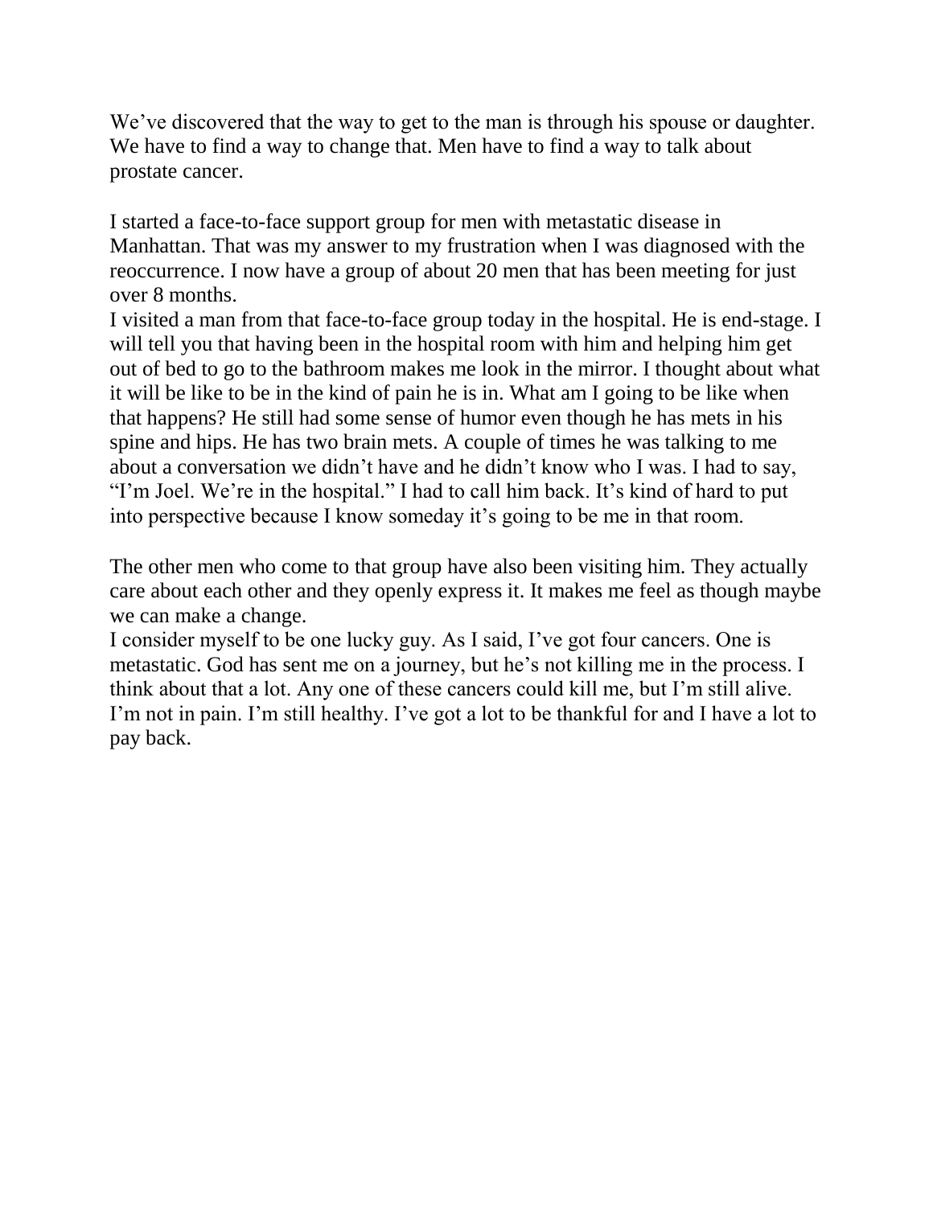We've discovered that the way to get to the man is through his spouse or daughter. We have to find a way to change that. Men have to find a way to talk about prostate cancer.

I started a face-to-face support group for men with metastatic disease in Manhattan. That was my answer to my frustration when I was diagnosed with the reoccurrence. I now have a group of about 20 men that has been meeting for just over 8 months.

I visited a man from that face-to-face group today in the hospital. He is end-stage. I will tell you that having been in the hospital room with him and helping him get out of bed to go to the bathroom makes me look in the mirror. I thought about what it will be like to be in the kind of pain he is in. What am I going to be like when that happens? He still had some sense of humor even though he has mets in his spine and hips. He has two brain mets. A couple of times he was talking to me about a conversation we didn't have and he didn't know who I was. I had to say, "I'm Joel. We're in the hospital." I had to call him back. It's kind of hard to put into perspective because I know someday it's going to be me in that room.

The other men who come to that group have also been visiting him. They actually care about each other and they openly express it. It makes me feel as though maybe we can make a change.

I consider myself to be one lucky guy. As I said, I've got four cancers. One is metastatic. God has sent me on a journey, but he's not killing me in the process. I think about that a lot. Any one of these cancers could kill me, but I'm still alive. I'm not in pain. I'm still healthy. I've got a lot to be thankful for and I have a lot to pay back.